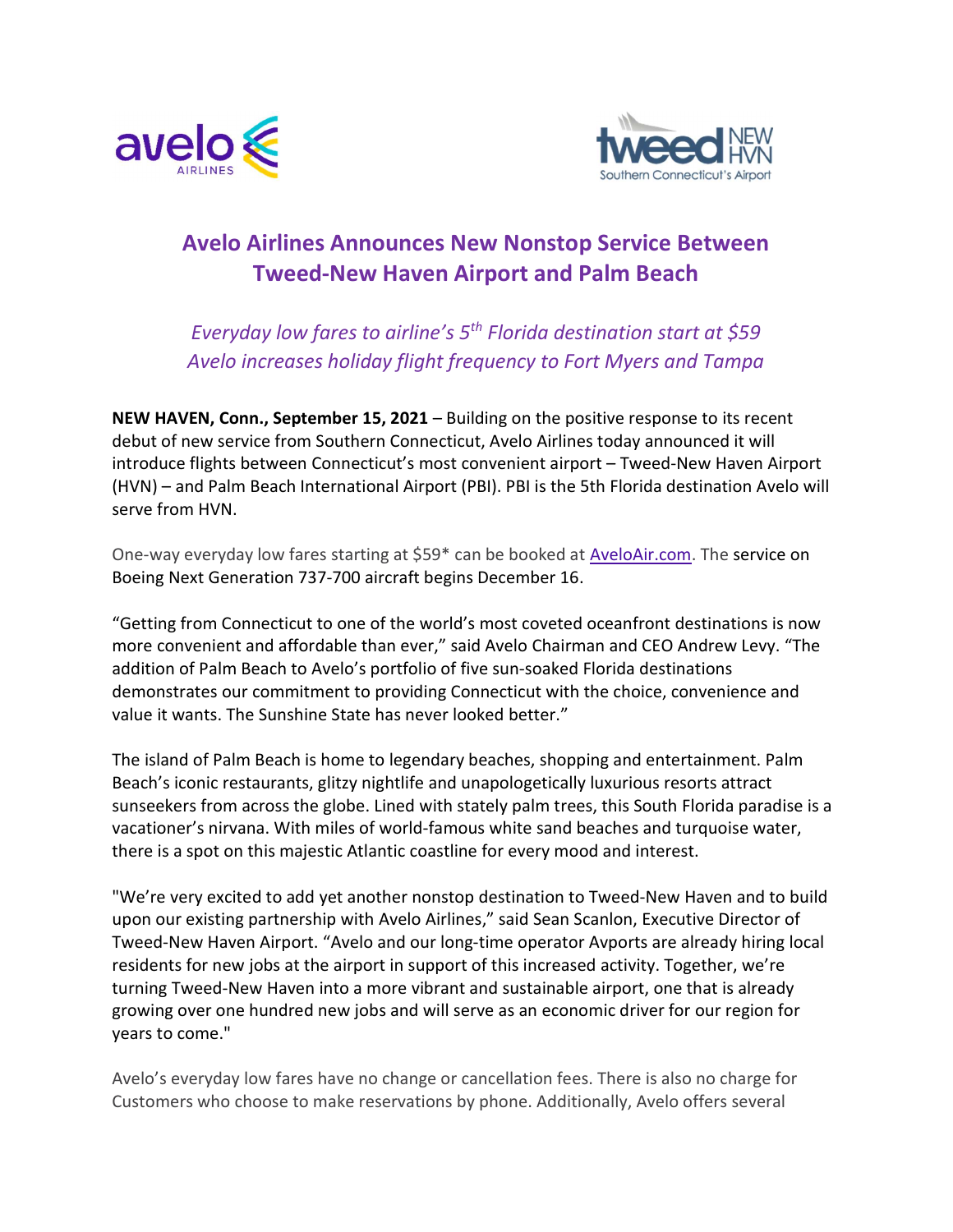# Avelo Airlines Announces New Nonstop Service Between Tweed-New Haven Airport and Palm Beach

*Everyday low fares to airline's 5th Florida destination start at $59*
*Avelo increases holiday flight frequency to Fort Myers and Tampa*

**NEW HAVEN, Conn., September 15, 2021** – Building on the positive response to its recent debut of new service from Southern Connecticut, Avelo Airlines today announced it will introduce flights between Connecticut's most convenient airport – Tweed-New Haven Airport (HVN) – and Palm Beach International Airport (PBI). PBI is the 5th Florida destination Avelo will serve from HVN.

One-way everyday low fares starting at $59* can be booked at AveloAir.com. The service on Boeing Next Generation 737-700 aircraft begins December 16.

"Getting from Connecticut to one of the world's most coveted oceanfront destinations is now more convenient and affordable than ever," said Avelo Chairman and CEO Andrew Levy. "The addition of Palm Beach to Avelo's portfolio of five sun-soaked Florida destinations demonstrates our commitment to providing Connecticut with the choice, convenience and value it wants. The Sunshine State has never looked better."

The island of Palm Beach is home to legendary beaches, shopping and entertainment. Palm Beach's iconic restaurants, glitzy nightlife and unapologetically luxurious resorts attract sunseekers from across the globe. Lined with stately palm trees, this South Florida paradise is a vacationer's nirvana. With miles of world-famous white sand beaches and turquoise water, there is a spot on this majestic Atlantic coastline for every mood and interest.

"We're very excited to add yet another nonstop destination to Tweed-New Haven and to build upon our existing partnership with Avelo Airlines," said Sean Scanlon, Executive Director of Tweed-New Haven Airport. "Avelo and our long-time operator Avports are already hiring local residents for new jobs at the airport in support of this increased activity. Together, we're turning Tweed-New Haven into a more vibrant and sustainable airport, one that is already growing over one hundred new jobs and will serve as an economic driver for our region for years to come."

Avelo's everyday low fares have no change or cancellation fees. There is also no charge for Customers who choose to make reservations by phone. Additionally, Avelo offers several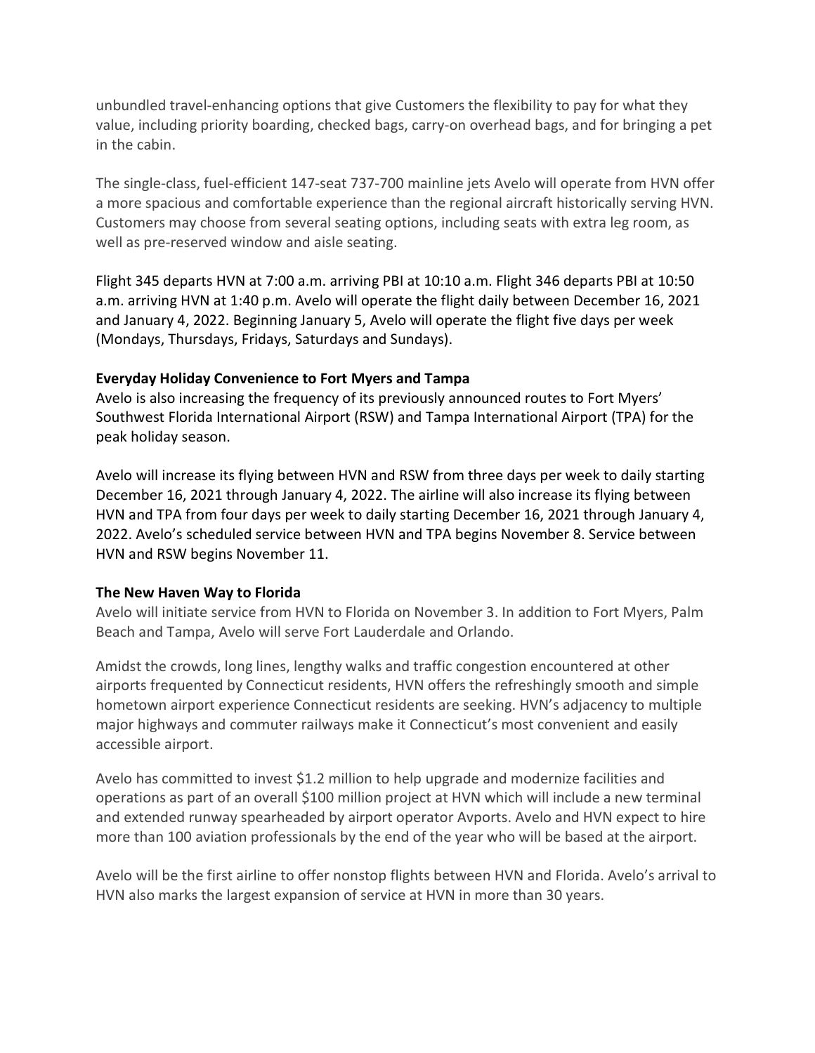unbundled travel-enhancing options that give Customers the flexibility to pay for what they value, including priority boarding, checked bags, carry-on overhead bags, and for bringing a pet in the cabin.

The single-class, fuel-efficient 147-seat 737-700 mainline jets Avelo will operate from HVN offer a more spacious and comfortable experience than the regional aircraft historically serving HVN. Customers may choose from several seating options, including seats with extra leg room, as well as pre-reserved window and aisle seating.

Flight 345 departs HVN at 7:00 a.m. arriving PBI at 10:10 a.m. Flight 346 departs PBI at 10:50 a.m. arriving HVN at 1:40 p.m. Avelo will operate the flight daily between December 16, 2021 and January 4, 2022. Beginning January 5, Avelo will operate the flight five days per week (Mondays, Thursdays, Fridays, Saturdays and Sundays).

**Everyday Holiday Convenience to Fort Myers and Tampa**

Avelo is also increasing the frequency of its previously announced routes to Fort Myers' Southwest Florida International Airport (RSW) and Tampa International Airport (TPA) for the peak holiday season.

Avelo will increase its flying between HVN and RSW from three days per week to daily starting December 16, 2021 through January 4, 2022. The airline will also increase its flying between HVN and TPA from four days per week to daily starting December 16, 2021 through January 4, 2022. Avelo's scheduled service between HVN and TPA begins November 8. Service between HVN and RSW begins November 11.

**The New Haven Way to Florida**

Avelo will initiate service from HVN to Florida on November 3. In addition to Fort Myers, Palm Beach and Tampa, Avelo will serve Fort Lauderdale and Orlando.

Amidst the crowds, long lines, lengthy walks and traffic congestion encountered at other airports frequented by Connecticut residents, HVN offers the refreshingly smooth and simple hometown airport experience Connecticut residents are seeking. HVN's adjacency to multiple major highways and commuter railways make it Connecticut's most convenient and easily accessible airport.

Avelo has committed to invest $1.2 million to help upgrade and modernize facilities and operations as part of an overall $100 million project at HVN which will include a new terminal and extended runway spearheaded by airport operator Avports. Avelo and HVN expect to hire more than 100 aviation professionals by the end of the year who will be based at the airport.

Avelo will be the first airline to offer nonstop flights between HVN and Florida. Avelo's arrival to HVN also marks the largest expansion of service at HVN in more than 30 years.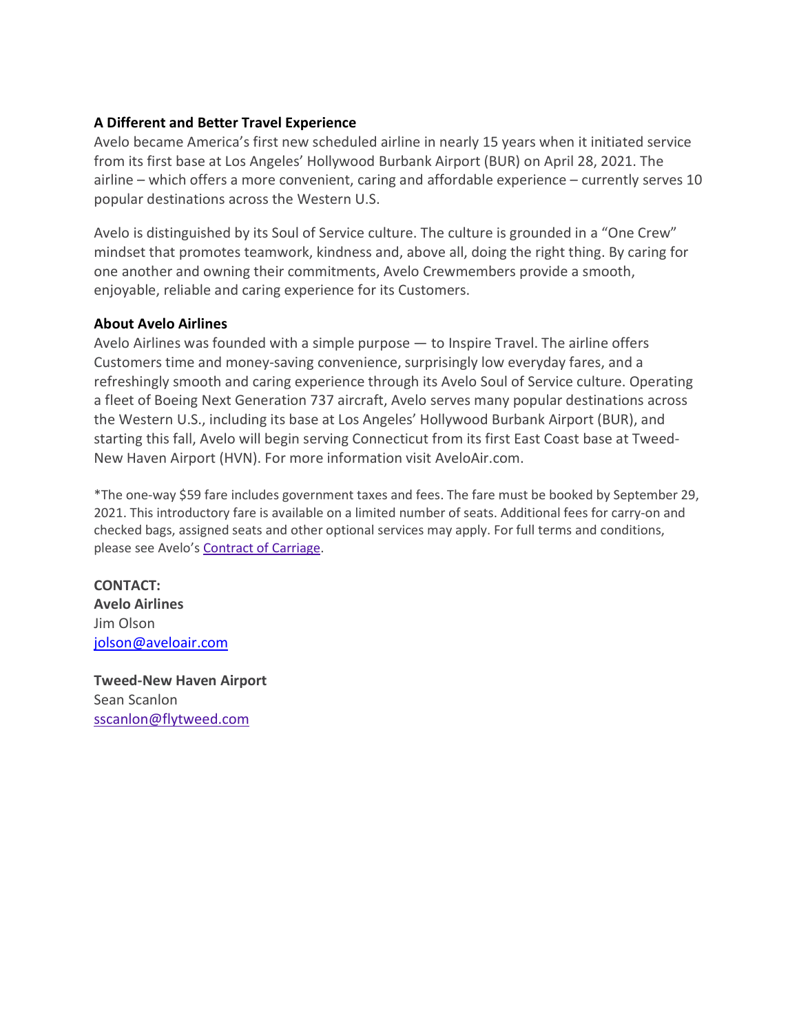**A Different and Better Travel Experience**

Avelo became America's first new scheduled airline in nearly 15 years when it initiated service from its first base at Los Angeles' Hollywood Burbank Airport (BUR) on April 28, 2021. The airline – which offers a more convenient, caring and affordable experience – currently serves 10 popular destinations across the Western U.S.

Avelo is distinguished by its Soul of Service culture. The culture is grounded in a "One Crew" mindset that promotes teamwork, kindness and, above all, doing the right thing. By caring for one another and owning their commitments, Avelo Crewmembers provide a smooth, enjoyable, reliable and caring experience for its Customers.

**About Avelo Airlines**

Avelo Airlines was founded with a simple purpose — to Inspire Travel. The airline offers Customers time and money-saving convenience, surprisingly low everyday fares, and a refreshingly smooth and caring experience through its Avelo Soul of Service culture. Operating a fleet of Boeing Next Generation 737 aircraft, Avelo serves many popular destinations across the Western U.S., including its base at Los Angeles' Hollywood Burbank Airport (BUR), and starting this fall, Avelo will begin serving Connecticut from its first East Coast base at Tweed-New Haven Airport (HVN). For more information visit AveloAir.com.

*The one-way $59 fare includes government taxes and fees. The fare must be booked by September 29, 2021. This introductory fare is available on a limited number of seats. Additional fees for carry-on and checked bags, assigned seats and other optional services may apply. For full terms and conditions, please see Avelo's Contract of Carriage.

**CONTACT:**
**Avelo Airlines**
Jim Olson
jolson@aveloair.com

**Tweed-New Haven Airport**
Sean Scanlon
sscanlon@flytweed.com